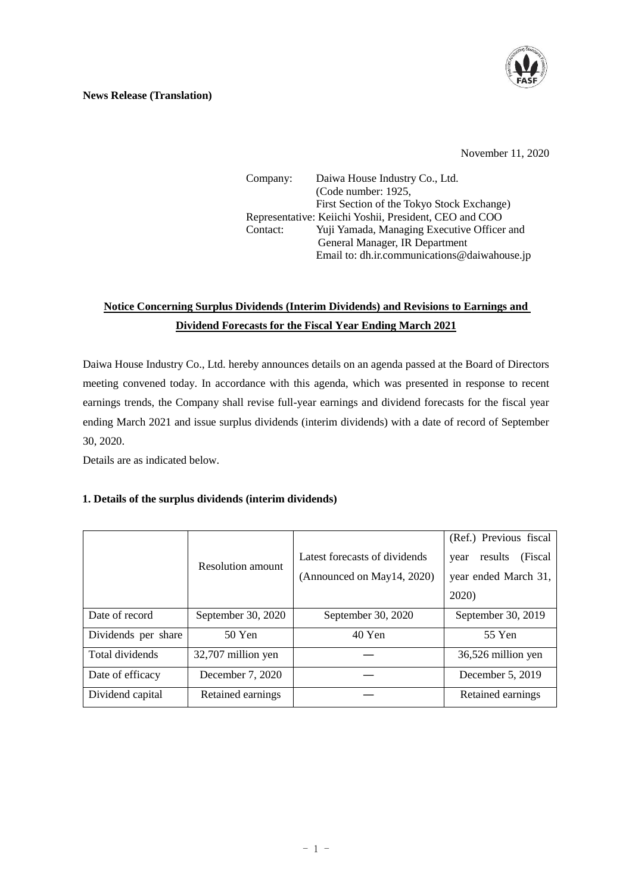**News Release (Translation)**

November 11, 2020

Company: Daiwa House Industry Co., Ltd.
(Code number: 1925,
First Section of the Tokyo Stock Exchange)
Representative: Keiichi Yoshii, President, CEO and COO
Contact: Yuji Yamada, Managing Executive Officer and
General Manager, IR Department
Email to: dh.ir.communications@daiwahouse.jp

## Notice Concerning Surplus Dividends (Interim Dividends) and Revisions to Earnings and Dividend Forecasts for the Fiscal Year Ending March 2021

Daiwa House Industry Co., Ltd. hereby announces details on an agenda passed at the Board of Directors meeting convened today. In accordance with this agenda, which was presented in response to recent earnings trends, the Company shall revise full-year earnings and dividend forecasts for the fiscal year ending March 2021 and issue surplus dividends (interim dividends) with a date of record of September 30, 2020.

Details are as indicated below.

### 1. Details of the surplus dividends (interim dividends)

| | Resolution amount | Latest forecasts of dividends (Announced on May14, 2020) | (Ref.) Previous fiscal year results (Fiscal year ended March 31, 2020) |
|---|---|---|---|
| Date of record | September 30, 2020 | September 30, 2020 | September 30, 2019 |
| Dividends per share | 50 Yen | 40 Yen | 55 Yen |
| Total dividends | 32,707 million yen | — | 36,526 million yen |
| Date of efficacy | December 7, 2020 | — | December 5, 2019 |
| Dividend capital | Retained earnings | — | Retained earnings |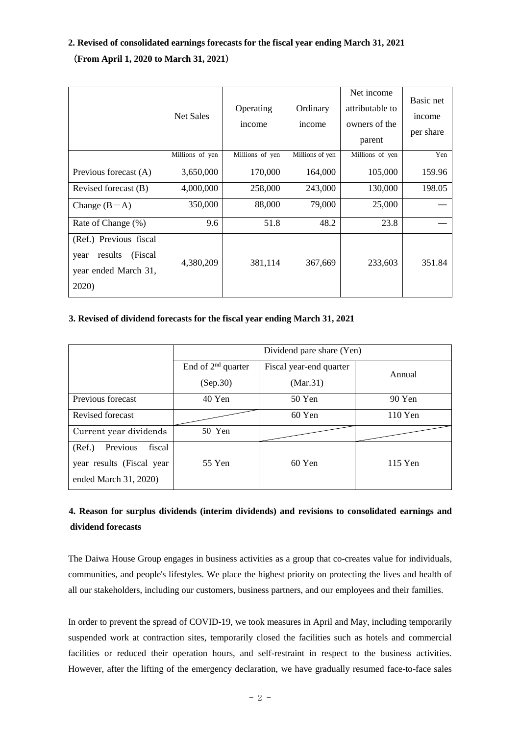**2. Revised of consolidated earnings forecasts for the fiscal year ending March 31, 2021**

**(From April 1, 2020 to March 31, 2021)**

| | Net Sales | Operating income | Ordinary income | Net income attributable to owners of the parent | Basic net income per share |
|---|---|---|---|---|---|
| | Millions of yen | Millions of yen | Millions of yen | Millions of yen | Yen |
| Previous forecast (A) | 3,650,000 | 170,000 | 164,000 | 105,000 | 159.96 |
| Revised forecast (B) | 4,000,000 | 258,000 | 243,000 | 130,000 | 198.05 |
| Change (B－A) | 350,000 | 88,000 | 79,000 | 25,000 | ― |
| Rate of Change (%) | 9.6 | 51.8 | 48.2 | 23.8 | ― |
| (Ref.) Previous fiscal year results (Fiscal year ended March 31, 2020) | 4,380,209 | 381,114 | 367,669 | 233,603 | 351.84 |

**3. Revised of dividend forecasts for the fiscal year ending March 31, 2021**

| | Dividend pare share (Yen) | | |
|---|---|---|---|
| | End of 2nd quarter (Sep.30) | Fiscal year-end quarter (Mar.31) | Annual |
| Previous forecast | 40 Yen | 50 Yen | 90 Yen |
| Revised forecast | | 60 Yen | 110 Yen |
| Current year dividends | 50 Yen | | |
| (Ref.) Previous fiscal year results (Fiscal year ended March 31, 2020) | 55 Yen | 60 Yen | 115 Yen |

**4. Reason for surplus dividends (interim dividends) and revisions to consolidated earnings and dividend forecasts**

The Daiwa House Group engages in business activities as a group that co-creates value for individuals, communities, and people's lifestyles. We place the highest priority on protecting the lives and health of all our stakeholders, including our customers, business partners, and our employees and their families.

In order to prevent the spread of COVID-19, we took measures in April and May, including temporarily suspended work at contraction sites, temporarily closed the facilities such as hotels and commercial facilities or reduced their operation hours, and self-restraint in respect to the business activities. However, after the lifting of the emergency declaration, we have gradually resumed face-to-face sales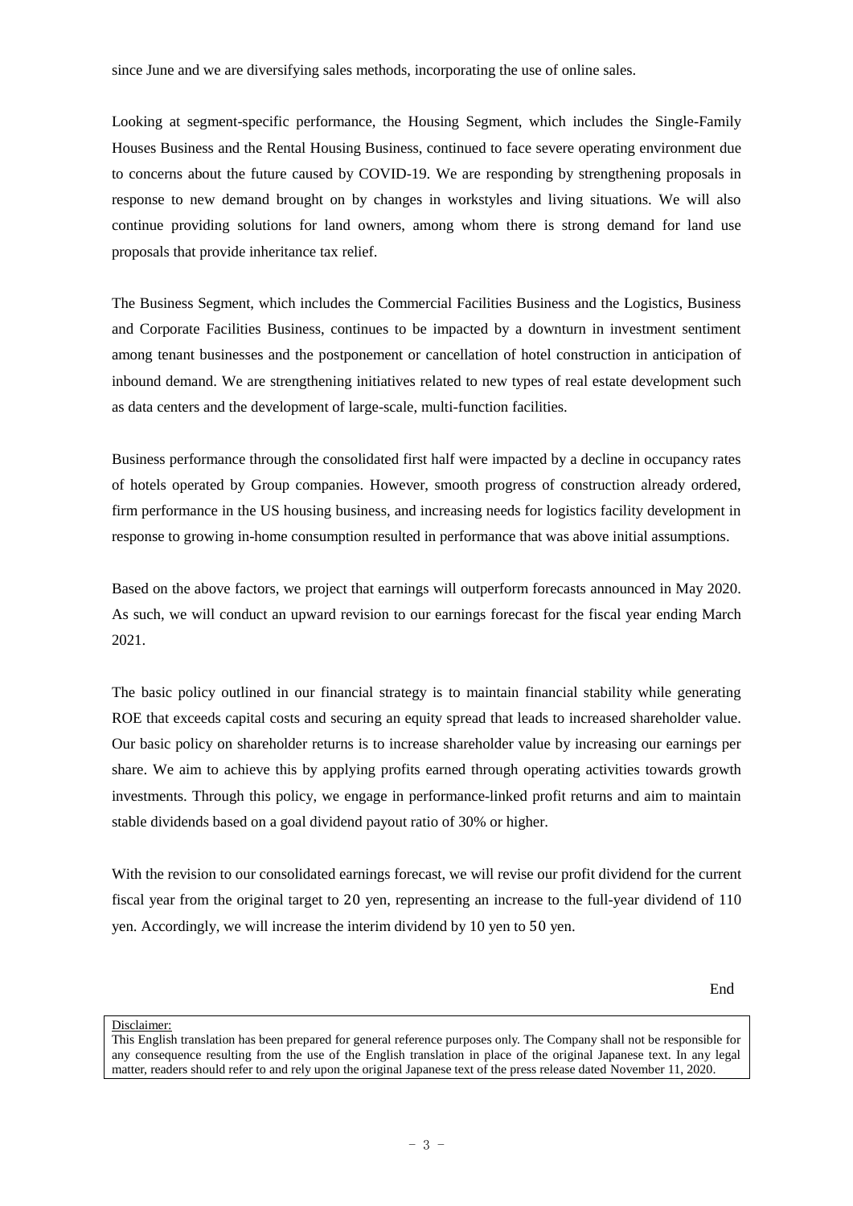since June and we are diversifying sales methods, incorporating the use of online sales.

Looking at segment-specific performance, the Housing Segment, which includes the Single-Family Houses Business and the Rental Housing Business, continued to face severe operating environment due to concerns about the future caused by COVID-19. We are responding by strengthening proposals in response to new demand brought on by changes in workstyles and living situations. We will also continue providing solutions for land owners, among whom there is strong demand for land use proposals that provide inheritance tax relief.

The Business Segment, which includes the Commercial Facilities Business and the Logistics, Business and Corporate Facilities Business, continues to be impacted by a downturn in investment sentiment among tenant businesses and the postponement or cancellation of hotel construction in anticipation of inbound demand. We are strengthening initiatives related to new types of real estate development such as data centers and the development of large-scale, multi-function facilities.

Business performance through the consolidated first half were impacted by a decline in occupancy rates of hotels operated by Group companies. However, smooth progress of construction already ordered, firm performance in the US housing business, and increasing needs for logistics facility development in response to growing in-home consumption resulted in performance that was above initial assumptions.

Based on the above factors, we project that earnings will outperform forecasts announced in May 2020. As such, we will conduct an upward revision to our earnings forecast for the fiscal year ending March 2021.

The basic policy outlined in our financial strategy is to maintain financial stability while generating ROE that exceeds capital costs and securing an equity spread that leads to increased shareholder value. Our basic policy on shareholder returns is to increase shareholder value by increasing our earnings per share. We aim to achieve this by applying profits earned through operating activities towards growth investments. Through this policy, we engage in performance-linked profit returns and aim to maintain stable dividends based on a goal dividend payout ratio of 30% or higher.

With the revision to our consolidated earnings forecast, we will revise our profit dividend for the current fiscal year from the original target to 20 yen, representing an increase to the full-year dividend of 110 yen. Accordingly, we will increase the interim dividend by 10 yen to 50 yen.

End

Disclaimer:
This English translation has been prepared for general reference purposes only. The Company shall not be responsible for any consequence resulting from the use of the English translation in place of the original Japanese text. In any legal matter, readers should refer to and rely upon the original Japanese text of the press release dated November 11, 2020.